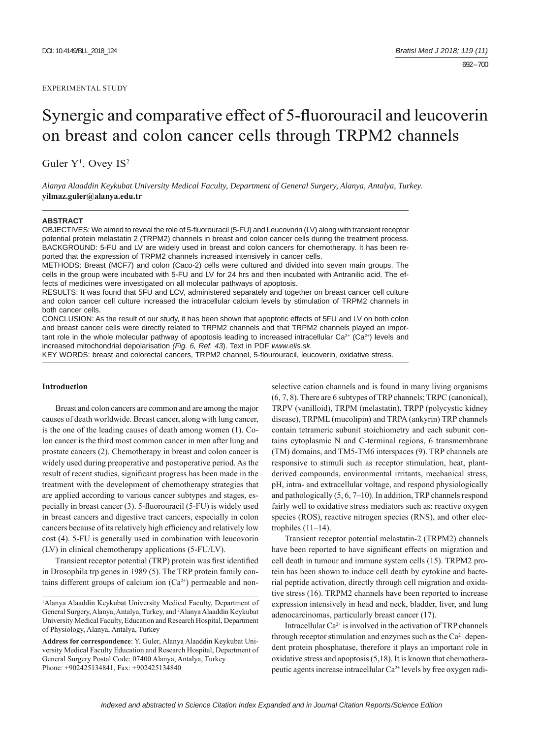EXPERIMENTAL STUDY

# Synergic and comparative effect of 5-fluorouracil and leucoverin on breast and colon cancer cells through TRPM2 channels

Guler Y[1], Ovey IS[2]

*Alanya Alaaddin Keykubat University Medical Faculty, Department of General Surgery, Alanya, Antalya, Turkey.*
**yilmaz.guler@alanya.edu.tr**

**ABSTRACT**

OBJECTIVES: We aimed to reveal the role of 5-fluorouracil (5-FU) and Leucovorin (LV) along with transient receptor potential protein melastatin 2 (TRPM2) channels in breast and colon cancer cells during the treatment process.

BACKGROUND: 5-FU and LV are widely used in breast and colon cancers for chemotherapy. It has been reported that the expression of TRPM2 channels increased intensively in cancer cells.

METHODS: Breast (MCF7) and colon (Caco-2) cells were cultured and divided into seven main groups. The cells in the group were incubated with 5-FU and LV for 24 hrs and then incubated with Antranilic acid. The effects of medicines were investigated on all molecular pathways of apoptosis.

RESULTS: It was found that 5FU and LCV, administered separately and together on breast cancer cell culture and colon cancer cell culture increased the intracellular calcium levels by stimulation of TRPM2 channels in both cancer cells.

CONCLUSION: As the result of our study, it has been shown that apoptotic effects of 5FU and LV on both colon and breast cancer cells were directly related to TRPM2 channels and that TRPM2 channels played an important role in the whole molecular pathway of apoptosis leading to increased intracellular $Ca^{2+}$ ($Ca^{2+}$) levels and increased mitochondrial depolarisation *(Fig. 6, Ref. 43)*. Text in PDF *www.elis.sk.*

KEY WORDS: breast and colorectal cancers, TRPM2 channel, 5-flourouracil, leucoverin, oxidative stress.

## Introduction

Breast and colon cancers are common and are among the major causes of death worldwide. Breast cancer, along with lung cancer, is the one of the leading causes of death among women (1). Colon cancer is the third most common cancer in men after lung and prostate cancers (2). Chemotherapy in breast and colon cancer is widely used during preoperative and postoperative period. As the result of recent studies, significant progress has been made in the treatment with the development of chemotherapy strategies that are applied according to various cancer subtypes and stages, especially in breast cancer (3). 5-fluorouracil (5-FU) is widely used in breast cancers and digestive tract cancers, especially in colon cancers because of its relatively high efficiency and relatively low cost (4). 5-FU is generally used in combination with leucovorin (LV) in clinical chemotherapy applications (5-FU/LV).

Transient receptor potential (TRP) protein was first identified in Drosophila trp genes in 1989 (5). The TRP protein family contains different groups of calcium ion ($Ca^{2+}$) permeable and non-selective cation channels and is found in many living organisms (6, 7, 8). There are 6 subtypes of TRP channels; TRPC (canonical), TRPV (vanilloid), TRPM (melastatin), TRPP (polycystic kidney disease), TRPML (mucolipin) and TRPA (ankyrin) TRP channels contain tetrameric subunit stoichiometry and each subunit contains cytoplasmic N and C-terminal regions, 6 transmembrane (TM) domains, and TM5-TM6 interspaces (9). TRP channels are responsive to stimuli such as receptor stimulation, heat, plant-derived compounds, environmental irritants, mechanical stress, pH, intra- and extracellular voltage, and respond physiologically and pathologically (5, 6, 7–10). In addition, TRP channels respond fairly well to oxidative stress mediators such as: reactive oxygen species (ROS), reactive nitrogen species (RNS), and other electrophiles (11–14).

Transient receptor potential melastatin-2 (TRPM2) channels have been reported to have significant effects on migration and cell death in tumour and immune system cells (15). TRPM2 protein has been shown to induce cell death by cytokine and bacterial peptide activation, directly through cell migration and oxidative stress (16). TRPM2 channels have been reported to increase expression intensively in head and neck, bladder, liver, and lung adenocarcinomas, particularly breast cancer (17).

Intracellular $Ca^{2+}$ is involved in the activation of TRP channels through receptor stimulation and enzymes such as the $Ca^{2+}$ dependent protein phosphatase, therefore it plays an important role in oxidative stress and apoptosis (5,18). It is known that chemotherapeutic agents increase intracellular $Ca^{2+}$ levels by free oxygen radi-

---

[1]Alanya Alaaddin Keykubat University Medical Faculty, Department of General Surgery, Alanya, Antalya, Turkey, and [2]Alanya Alaaddin Keykubat University Medical Faculty, Education and Research Hospital, Department of Physiology, Alanya, Antalya, Turkey

**Address for correspondence**: Y. Guler, Alanya Alaaddin Keykubat University Medical Faculty Education and Research Hospital, Department of General Surgery Postal Code: 07400 Alanya, Antalya, Turkey.
Phone: +902425134841, Fax: +902425134840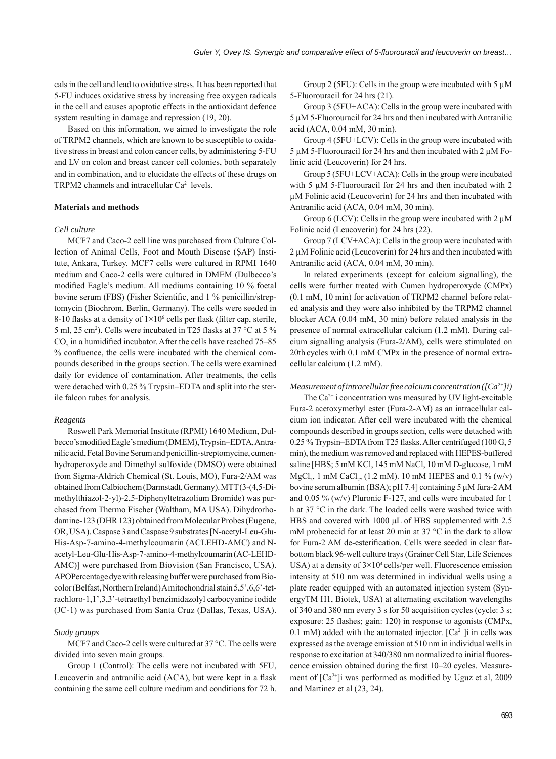cals in the cell and lead to oxidative stress. It has been reported that 5-FU induces oxidative stress by increasing free oxygen radicals in the cell and causes apoptotic effects in the antioxidant defence system resulting in damage and repression (19, 20).

Based on this information, we aimed to investigate the role of TRPM2 channels, which are known to be susceptible to oxidative stress in breast and colon cancer cells, by administering 5-FU and LV on colon and breast cancer cell colonies, both separately and in combination, and to elucidate the effects of these drugs on TRPM2 channels and intracellular $Ca^{2+}$ levels.

### Materials and methods

#### *Cell culture*

MCF7 and Caco-2 cell line was purchased from Culture Collection of Animal Cells, Foot and Mouth Disease (ŞAP) Institute, Ankara, Turkey. MCF7 cells were cultured in RPMI 1640 medium and Caco-2 cells were cultured in DMEM (Dulbecco's modified Eagle's medium. All mediums containing 10 % foetal bovine serum (FBS) (Fisher Scientific, and 1 % penicillin/streptomycin (Biochrom, Berlin, Germany). The cells were seeded in 8-10 flasks at a density of $1\times10^6$ cells per flask (filter cap, sterile, 5 ml, 25 $cm^2$). Cells were incubated in T25 flasks at 37 °C at 5 % $CO_2$ in a humidified incubator. After the cells have reached 75–85 % confluence, the cells were incubated with the chemical compounds described in the groups section. The cells were examined daily for evidence of contamination. After treatments, the cells were detached with 0.25 % Trypsin–EDTA and split into the sterile falcon tubes for analysis.

#### *Reagents*

Roswell Park Memorial Institute (RPMI) 1640 Medium, Dulbecco's modified Eagle's medium (DMEM), Trypsin–EDTA, Antranilic acid, Fetal Bovine Serum and penicillin-streptomycine, cumenhydroperoxyde and Dimethyl sulfoxide (DMSO) were obtained from Sigma-Aldrich Chemical (St. Louis, MO), Fura-2/AM was obtained from Calbiochem (Darmstadt, Germany). MTT (3-(4,5-Dimethylthiazol-2-yl)-2,5-Diphenyltetrazolium Bromide) was purchased from Thermo Fischer (Waltham, MA USA). Dihydrorhodamine-123 (DHR 123) obtained from Molecular Probes (Eugene, OR, USA). Caspase 3 and Caspase 9 substrates [N-acetyl-Leu-Glu-His-Asp-7-amino-4-methylcoumarin (ACLEHD-AMC) and N-acetyl-Leu-Glu-His-Asp-7-amino-4-methylcoumarin (AC-LEHD-AMC)] were purchased from Biovision (San Francisco, USA). APOPercentage dye with releasing buffer were purchased from Biocolor (Belfast, Northern Ireland) A mitochondrial stain 5,5',6,6'-tetrachloro-1,1',3,3'-tetraethyl benzimidazolyl carbocyanine iodide (JC-1) was purchased from Santa Cruz (Dallas, Texas, USA).

#### *Study groups*

MCF7 and Caco-2 cells were cultured at 37 °C. The cells were divided into seven main groups.

Group 1 (Control): The cells were not incubated with 5FU, Leucoverin and antranilic acid (ACA), but were kept in a flask containing the same cell culture medium and conditions for 72 h.

Group 2 (5FU): Cells in the group were incubated with 5 μM 5-Fluorouracil for 24 hrs (21).

Group 3 (5FU+ACA): Cells in the group were incubated with 5 μM 5-Fluorouracil for 24 hrs and then incubated with Antranilic acid (ACA, 0.04 mM, 30 min).

Group 4 (5FU+LCV): Cells in the group were incubated with 5 μM 5-Fluorouracil for 24 hrs and then incubated with 2 μM Folinic acid (Leucoverin) for 24 hrs.

Group 5 (5FU+LCV+ACA): Cells in the group were incubated with 5 μM 5-Fluorouracil for 24 hrs and then incubated with 2 μM Folinic acid (Leucoverin) for 24 hrs and then incubated with Antranilic acid (ACA, 0.04 mM, 30 min).

Group 6 (LCV): Cells in the group were incubated with 2 μM Folinic acid (Leucoverin) for 24 hrs (22).

Group 7 (LCV+ACA): Cells in the group were incubated with 2 μM Folinic acid (Leucoverin) for 24 hrs and then incubated with Antranilic acid (ACA, 0.04 mM, 30 min).

In related experiments (except for calcium signalling), the cells were further treated with Cumen hydroperoxyde (CMPx) (0.1 mM, 10 min) for activation of TRPM2 channel before related analysis and they were also inhibited by the TRPM2 channel blocker ACA (0.04 mM, 30 min) before related analysis in the presence of normal extracellular calcium (1.2 mM). During calcium signalling analysis (Fura-2/AM), cells were stimulated on 20th cycles with 0.1 mM CMPx in the presence of normal extracellular calcium (1.2 mM).

#### *Measurement of intracellular free calcium concentration ($[Ca^{2+}]i$)*

The $Ca^{2+}$ i concentration was measured by UV light-excitable Fura-2 acetoxymethyl ester (Fura-2-AM) as an intracellular calcium ion indicator. After cell were incubated with the chemical compounds described in groups section, cells were detached with 0.25 % Trypsin–EDTA from T25 flasks. After centrifuged (100 G, 5 min), the medium was removed and replaced with HEPES-buffered saline [HBS; 5 mM KCl, 145 mM NaCl, 10 mM D-glucose, 1 mM $MgCl_2$, 1 mM $CaCl_2$, (1.2 mM). 10 mM HEPES and 0.1 % (w/v) bovine serum albumin (BSA); pH 7.4] containing 5 μM fura-2 AM and 0.05 % (w/v) Pluronic F-127, and cells were incubated for 1 h at 37 °C in the dark. The loaded cells were washed twice with HBS and covered with 1000 μL of HBS supplemented with 2.5 mM probenecid for at least 20 min at 37 °C in the dark to allow for Fura-2 AM de-esterification. Cells were seeded in clear flat-bottom black 96-well culture trays (Grainer Cell Star, Life Sciences USA) at a density of $3\times10^4$ cells/per well. Fluorescence emission intensity at 510 nm was determined in individual wells using a plate reader equipped with an automated injection system (SynergyTM H1, Biotek, USA) at alternating excitation wavelengths of 340 and 380 nm every 3 s for 50 acquisition cycles (cycle: 3 s; exposure: 25 flashes; gain: 120) in response to agonists (CMPx, 0.1 mM) added with the automated injector. $[Ca^{2+}]i$ in cells was expressed as the average emission at 510 nm in individual wells in response to excitation at 340/380 nm normalized to initial fluorescence emission obtained during the first 10–20 cycles. Measurement of $[Ca^{2+}]i$ was performed as modified by Uguz et al, 2009 and Martinez et al (23, 24).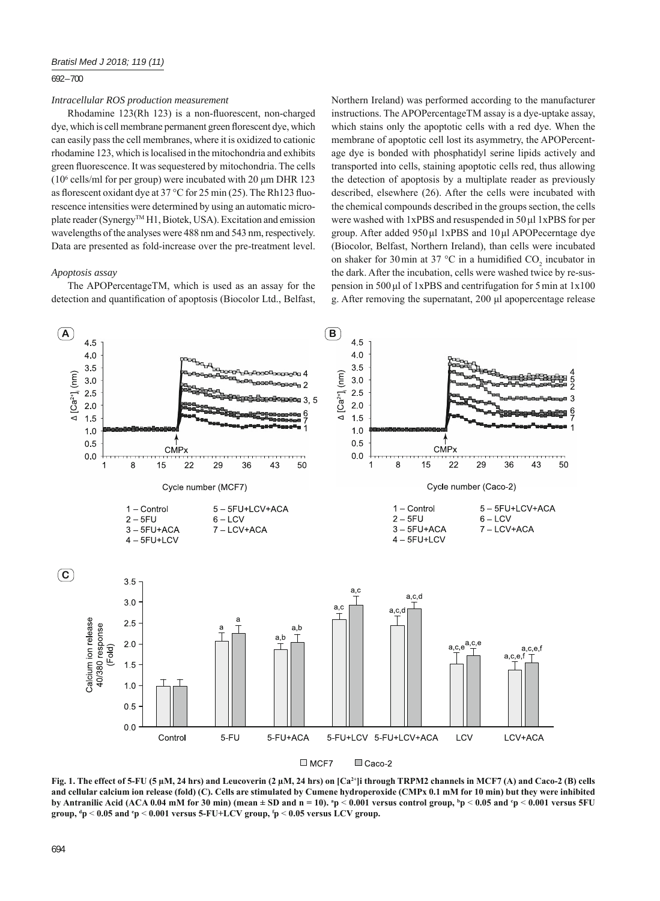*Intracellular ROS production measurement*

Rhodamine 123(Rh 123) is a non-fluorescent, non-charged dye, which is cell membrane permanent green florescent dye, which can easily pass the cell membranes, where it is oxidized to cationic rhodamine 123, which is localised in the mitochondria and exhibits green fluorescence. It was sequestered by mitochondria. The cells ($10^6$ cells/ml for per group) were incubated with 20 µm DHR 123 as florescent oxidant dye at 37 °C for 25 min (25). The Rh123 fluorescence intensities were determined by using an automatic microplate reader (Synergy™ H1, Biotek, USA). Excitation and emission wavelengths of the analyses were 488 nm and 543 nm, respectively. Data are presented as fold-increase over the pre-treatment level.

*Apoptosis assay*

The APOPercentageTM, which is used as an assay for the detection and quantification of apoptosis (Biocolor Ltd., Belfast, Northern Ireland) was performed according to the manufacturer instructions. The APOPercentageTM assay is a dye-uptake assay, which stains only the apoptotic cells with a red dye. When the membrane of apoptotic cell lost its asymmetry, the APOPercentage dye is bonded with phosphatidyl serine lipids actively and transported into cells, staining apoptotic cells red, thus allowing the detection of apoptosis by a multiplate reader as previously described, elsewhere (26). After the cells were incubated with the chemical compounds described in the groups section, the cells were washed with 1xPBS and resuspended in 50 µl 1xPBS for per group. After added 950 µl 1xPBS and 10 µl APOPecerntage dye (Biocolor, Belfast, Northern Ireland), than cells were incubated on shaker for 30 min at 37 °C in a humidified $CO_2$ incubator in the dark. After the incubation, cells were washed twice by re-suspension in 500 µl of 1xPBS and centrifugation for 5 min at 1x100 g. After removing the supernatant, 200 µl apopercentage release

**Fig. 1. The effect of 5-FU (5 µM, 24 hrs) and Leucoverin (2 µM, 24 hrs) on $[Ca^{2+}]$i through TRPM2 channels in MCF7 (A) and Caco-2 (B) cells and cellular calcium ion release (fold) (C). Cells are stimulated by Cumene hydroperoxide (CMPx 0.1 mM for 10 min) but they were inhibited by Antranilic Acid (ACA 0.04 mM for 30 min) (mean ± SD and n = 10). [a]p < 0.001 versus control group, [b]p < 0.05 and [c]p < 0.001 versus 5FU group, [d]p < 0.05 and [e]p < 0.001 versus 5-FU+LCV group, [f]p < 0.05 versus LCV group.**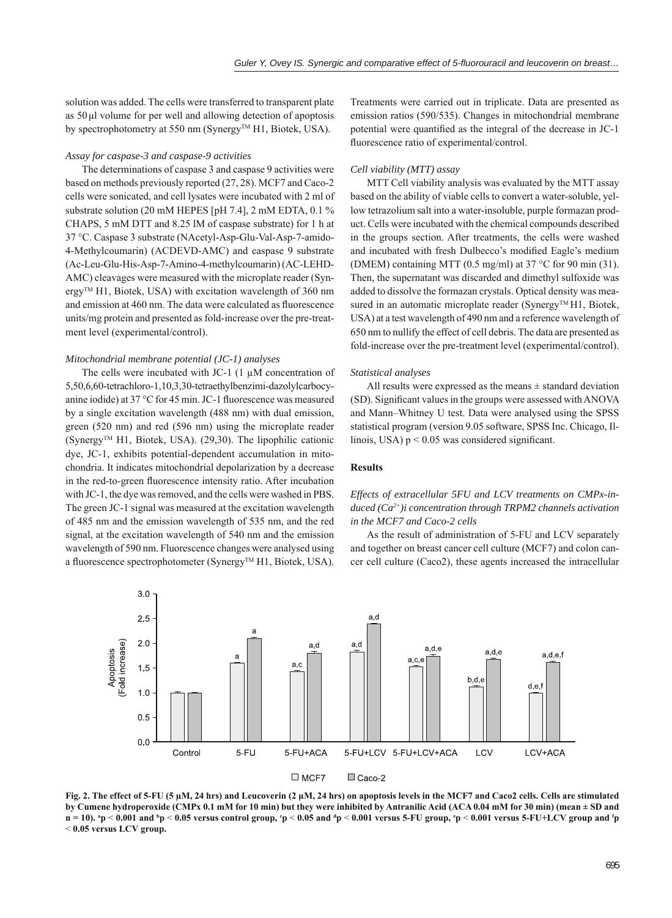solution was added. The cells were transferred to transparent plate as 50 µl volume for per well and allowing detection of apoptosis by spectrophotometry at 550 nm (Synergy™ H1, Biotek, USA).

*Assay for caspase-3 and caspase-9 activities*

The determinations of caspase 3 and caspase 9 activities were based on methods previously reported (27, 28). MCF7 and Caco-2 cells were sonicated, and cell lysates were incubated with 2 ml of substrate solution (20 mM HEPES [pH 7.4], 2 mM EDTA, 0.1 % CHAPS, 5 mM DTT and 8.25 lM of caspase substrate) for 1 h at 37 °C. Caspase 3 substrate (NAcetyl-Asp-Glu-Val-Asp-7-amido-4-Methylcoumarin) (ACDEVD-AMC) and caspase 9 substrate (Ac-Leu-Glu-His-Asp-7-Amino-4-methylcoumarin) (AC-LEHD-AMC) cleavages were measured with the microplate reader (Synergy™ H1, Biotek, USA) with excitation wavelength of 360 nm and emission at 460 nm. The data were calculated as fluorescence units/mg protein and presented as fold-increase over the pre-treatment level (experimental/control).

*Mitochondrial membrane potential (JC-1) analyses*

The cells were incubated with JC-1 (1 µM concentration of 5,50,6,60-tetrachloro-1,10,3,30-tetraethylbenzimi-dazolylcarbocyanine iodide) at 37 °C for 45 min. JC-1 fluorescence was measured by a single excitation wavelength (488 nm) with dual emission, green (520 nm) and red (596 nm) using the microplate reader (Synergy™ H1, Biotek, USA). (29,30). The lipophilic cationic dye, JC-1, exhibits potential-dependent accumulation in mitochondria. It indicates mitochondrial depolarization by a decrease in the red-to-green fluorescence intensity ratio. After incubation with JC-1, the dye was removed, and the cells were washed in PBS. The green JC-1 signal was measured at the excitation wavelength of 485 nm and the emission wavelength of 535 nm, and the red signal, at the excitation wavelength of 540 nm and the emission wavelength of 590 nm. Fluorescence changes were analysed using a fluorescence spectrophotometer (Synergy™ H1, Biotek, USA). Treatments were carried out in triplicate. Data are presented as emission ratios (590/535). Changes in mitochondrial membrane potential were quantified as the integral of the decrease in JC-1 fluorescence ratio of experimental/control.

*Cell viability (MTT) assay*

MTT Cell viability analysis was evaluated by the MTT assay based on the ability of viable cells to convert a water-soluble, yellow tetrazolium salt into a water-insoluble, purple formazan product. Cells were incubated with the chemical compounds described in the groups section. After treatments, the cells were washed and incubated with fresh Dulbecco's modified Eagle's medium (DMEM) containing MTT (0.5 mg/ml) at 37 °C for 90 min (31). Then, the supernatant was discarded and dimethyl sulfoxide was added to dissolve the formazan crystals. Optical density was measured in an automatic microplate reader (Synergy™ H1, Biotek, USA) at a test wavelength of 490 nm and a reference wavelength of 650 nm to nullify the effect of cell debris. The data are presented as fold-increase over the pre-treatment level (experimental/control).

*Statistical analyses*

All results were expressed as the means ± standard deviation (SD). Significant values in the groups were assessed with ANOVA and Mann–Whitney U test. Data were analysed using the SPSS statistical program (version 9.05 software, SPSS Inc. Chicago, Illinois, USA) $p < 0.05$ was considered significant.

## Results

*Effects of extracellular 5FU and LCV treatments on CMPx-induced ($Ca^{2+}$)i concentration through TRPM2 channels activation in the MCF7 and Caco-2 cells*

As the result of administration of 5-FU and LCV separately and together on breast cancer cell culture (MCF7) and colon cancer cell culture (Caco2), these agents increased the intracellular

**Fig. 2. The effect of 5-FU (5 µM, 24 hrs) and Leucoverin (2 µM, 24 hrs) on apoptosis levels in the MCF7 and Caco2 cells. Cells are stimulated by Cumene hydroperoxide (CMPx 0.1 mM for 10 min) but they were inhibited by Antranilic Acid (ACA 0.04 mM for 30 min) (mean ± SD and n = 10). [a]p < 0.001 and [b]p < 0.05 versus control group, [c]p < 0.05 and [d]p < 0.001 versus 5-FU group, [e]p < 0.001 versus 5-FU+LCV group and [f]p < 0.05 versus LCV group.**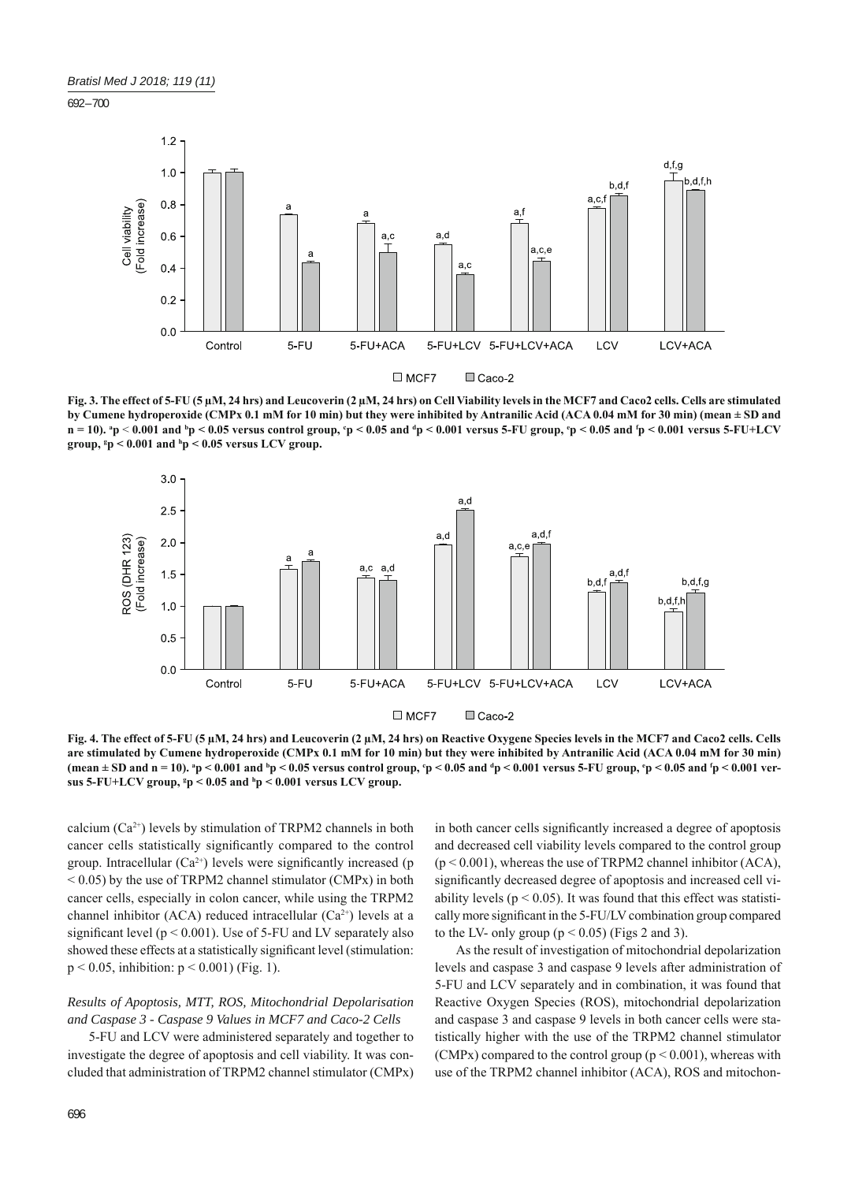Fig. 3. The effect of 5-FU (5 µM, 24 hrs) and Leucoverin (2 µM, 24 hrs) on Cell Viability levels in the MCF7 and Caco2 cells. Cells are stimulated by Cumene hydroperoxide (CMPx 0.1 mM for 10 min) but they were inhibited by Antranilic Acid (ACA 0.04 mM for 30 min) (mean ± SD and n = 10). [a]p < 0.001 and [b]p < 0.05 versus control group, [c]p < 0.05 and [d]p < 0.001 versus 5-FU group, [e]p < 0.05 and [f]p < 0.001 versus 5-FU+LCV group, [g]p < 0.001 and [h]p < 0.05 versus LCV group.

Fig. 4. The effect of 5-FU (5 µM, 24 hrs) and Leucoverin (2 µM, 24 hrs) on Reactive Oxygene Species levels in the MCF7 and Caco2 cells. Cells are stimulated by Cumene hydroperoxide (CMPx 0.1 mM for 10 min) but they were inhibited by Antranilic Acid (ACA 0.04 mM for 30 min) (mean ± SD and n = 10). [a]p < 0.001 and [b]p < 0.05 versus control group, [c]p < 0.05 and [d]p < 0.001 versus 5-FU group, [e]p < 0.05 and [f]p < 0.001 versus 5-FU+LCV group, [g]p < 0.05 and [h]p < 0.001 versus LCV group.

calcium ($Ca^{2+}$) levels by stimulation of TRPM2 channels in both cancer cells statistically significantly compared to the control group. Intracellular ($Ca^{2+}$) levels were significantly increased ($p < 0.05$) by the use of TRPM2 channel stimulator (CMPx) in both cancer cells, especially in colon cancer, while using the TRPM2 channel inhibitor (ACA) reduced intracellular ($Ca^{2+}$) levels at a significant level ($p < 0.001$). Use of 5-FU and LV separately also showed these effects at a statistically significant level (stimulation: $p < 0.05$, inhibition: $p < 0.001$) (Fig. 1).

### *Results of Apoptosis, MTT, ROS, Mitochondrial Depolarisation and Caspase 3 - Caspase 9 Values in MCF7 and Caco-2 Cells*

5-FU and LCV were administered separately and together to investigate the degree of apoptosis and cell viability. It was concluded that administration of TRPM2 channel stimulator (CMPx) in both cancer cells significantly increased a degree of apoptosis and decreased cell viability levels compared to the control group ($p < 0.001$), whereas the use of TRPM2 channel inhibitor (ACA), significantly decreased degree of apoptosis and increased cell viability levels ($p < 0.05$). It was found that this effect was statistically more significant in the 5-FU/LV combination group compared to the LV- only group ($p < 0.05$) (Figs 2 and 3).

As the result of investigation of mitochondrial depolarization levels and caspase 3 and caspase 9 levels after administration of 5-FU and LCV separately and in combination, it was found that Reactive Oxygen Species (ROS), mitochondrial depolarization and caspase 3 and caspase 9 levels in both cancer cells were statistically higher with the use of the TRPM2 channel stimulator (CMPx) compared to the control group ($p < 0.001$), whereas with use of the TRPM2 channel inhibitor (ACA), ROS and mitochon-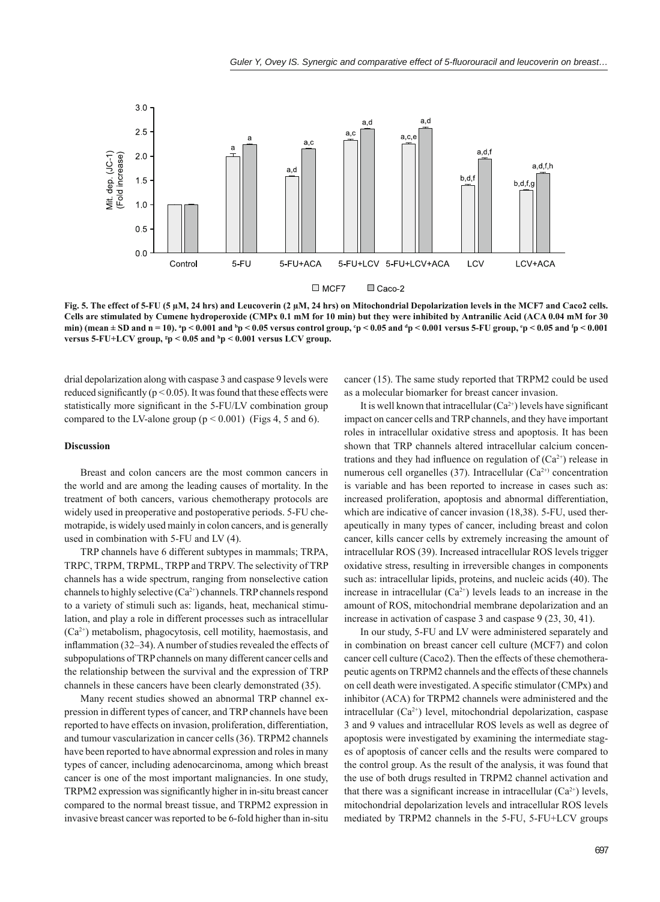Fig. 5. The effect of 5-FU (5 μM, 24 hrs) and Leucoverin (2 μM, 24 hrs) on Mitochondrial Depolarization levels in the MCF7 and Caco2 cells. Cells are stimulated by Cumene hydroperoxide (CMPx 0.1 mM for 10 min) but they were inhibited by Antranilic Acid (ACA 0.04 mM for 30 min) (mean ± SD and n = 10). [a]p < 0.001 and [b]p < 0.05 versus control group, [c]p < 0.05 and [d]p < 0.001 versus 5-FU group, [e]p < 0.05 and [f]p < 0.001 versus 5-FU+LCV group, [g]p < 0.05 and [h]p < 0.001 versus LCV group.

drial depolarization along with caspase 3 and caspase 9 levels were reduced significantly ($p < 0.05$). It was found that these effects were statistically more significant in the 5-FU/LV combination group compared to the LV-alone group ($p < 0.001$) (Figs 4, 5 and 6).

## Discussion

Breast and colon cancers are the most common cancers in the world and are among the leading causes of mortality. In the treatment of both cancers, various chemotherapy protocols are widely used in preoperative and postoperative periods. 5-FU chemotrapide, is widely used mainly in colon cancers, and is generally used in combination with 5-FU and LV (4).

TRP channels have 6 different subtypes in mammals; TRPA, TRPC, TRPM, TRPML, TRPP and TRPV. The selectivity of TRP channels has a wide spectrum, ranging from nonselective cation channels to highly selective ($Ca^{2+}$) channels. TRP channels respond to a variety of stimuli such as: ligands, heat, mechanical stimulation, and play a role in different processes such as intracellular ($Ca^{2+}$) metabolism, phagocytosis, cell motility, haemostasis, and inflammation (32–34). A number of studies revealed the effects of subpopulations of TRP channels on many different cancer cells and the relationship between the survival and the expression of TRP channels in these cancers have been clearly demonstrated (35).

Many recent studies showed an abnormal TRP channel expression in different types of cancer, and TRP channels have been reported to have effects on invasion, proliferation, differentiation, and tumour vascularization in cancer cells (36). TRPM2 channels have been reported to have abnormal expression and roles in many types of cancer, including adenocarcinoma, among which breast cancer is one of the most important malignancies. In one study, TRPM2 expression was significantly higher in in-situ breast cancer compared to the normal breast tissue, and TRPM2 expression in invasive breast cancer was reported to be 6-fold higher than in-situ cancer (15). The same study reported that TRPM2 could be used as a molecular biomarker for breast cancer invasion.

It is well known that intracellular ($Ca^{2+}$) levels have significant impact on cancer cells and TRP channels, and they have important roles in intracellular oxidative stress and apoptosis. It has been shown that TRP channels altered intracellular calcium concentrations and they had influence on regulation of ($Ca^{2+}$) release in numerous cell organelles (37). Intracellular ($Ca^{2+}$) concentration is variable and has been reported to increase in cases such as: increased proliferation, apoptosis and abnormal differentiation, which are indicative of cancer invasion (18,38). 5-FU, used therapeutically in many types of cancer, including breast and colon cancer, kills cancer cells by extremely increasing the amount of intracellular ROS (39). Increased intracellular ROS levels trigger oxidative stress, resulting in irreversible changes in components such as: intracellular lipids, proteins, and nucleic acids (40). The increase in intracellular ($Ca^{2+}$) levels leads to an increase in the amount of ROS, mitochondrial membrane depolarization and an increase in activation of caspase 3 and caspase 9 (23, 30, 41).

In our study, 5-FU and LV were administered separately and in combination on breast cancer cell culture (MCF7) and colon cancer cell culture (Caco2). Then the effects of these chemotherapeutic agents on TRPM2 channels and the effects of these channels on cell death were investigated. A specific stimulator (CMPx) and inhibitor (ACA) for TRPM2 channels were administered and the intracellular ($Ca^{2+}$) level, mitochondrial depolarization, caspase 3 and 9 values and intracellular ROS levels as well as degree of apoptosis were investigated by examining the intermediate stages of apoptosis of cancer cells and the results were compared to the control group. As the result of the analysis, it was found that the use of both drugs resulted in TRPM2 channel activation and that there was a significant increase in intracellular ($Ca^{2+}$) levels, mitochondrial depolarization levels and intracellular ROS levels mediated by TRPM2 channels in the 5-FU, 5-FU+LCV groups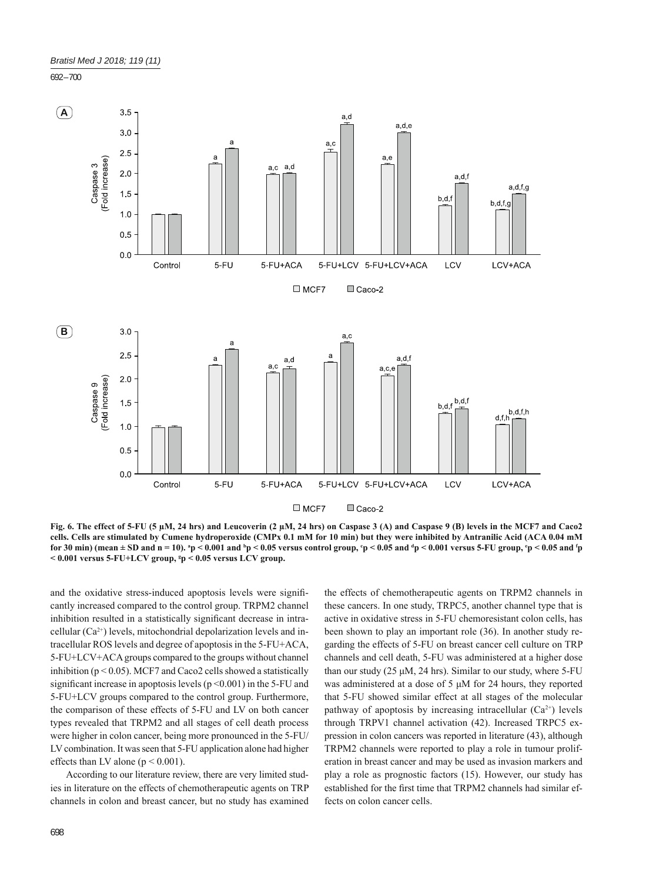Fig. 6. The effect of 5-FU (5 μM, 24 hrs) and Leucoverin (2 μM, 24 hrs) on Caspase 3 (A) and Caspase 9 (B) levels in the MCF7 and Caco2 cells. Cells are stimulated by Cumene hydroperoxide (CMPx 0.1 mM for 10 min) but they were inhibited by Antranilic Acid (ACA 0.04 mM for 30 min) (mean ± SD and n = 10). [a]p < 0.001 and [b]p < 0.05 versus control group, [c]p < 0.05 and [d]p < 0.001 versus 5-FU group, [e]p < 0.05 and [f]p < 0.001 versus 5-FU+LCV group, [g]p < 0.05 versus LCV group.

and the oxidative stress-induced apoptosis levels were significantly increased compared to the control group. TRPM2 channel inhibition resulted in a statistically significant decrease in intracellular ($Ca^{2+}$) levels, mitochondrial depolarization levels and intracellular ROS levels and degree of apoptosis in the 5-FU+ACA, 5-FU+LCV+ACA groups compared to the groups without channel inhibition ($p < 0.05$). MCF7 and Caco2 cells showed a statistically significant increase in apoptosis levels ($p < 0.001$) in the 5-FU and 5-FU+LCV groups compared to the control group. Furthermore, the comparison of these effects of 5-FU and LV on both cancer types revealed that TRPM2 and all stages of cell death process were higher in colon cancer, being more pronounced in the 5-FU/LV combination. It was seen that 5-FU application alone had higher effects than LV alone ($p < 0.001$).

According to our literature review, there are very limited studies in literature on the effects of chemotherapeutic agents on TRP channels in colon and breast cancer, but no study has examined the effects of chemotherapeutic agents on TRPM2 channels in these cancers. In one study, TRPC5, another channel type that is active in oxidative stress in 5-FU chemoresistant colon cells, has been shown to play an important role (36). In another study regarding the effects of 5-FU on breast cancer cell culture on TRP channels and cell death, 5-FU was administered at a higher dose than our study (25 μM, 24 hrs). Similar to our study, where 5-FU was administered at a dose of 5 μM for 24 hours, they reported that 5-FU showed similar effect at all stages of the molecular pathway of apoptosis by increasing intracellular ($Ca^{2+}$) levels through TRPV1 channel activation (42). Increased TRPC5 expression in colon cancers was reported in literature (43), although TRPM2 channels were reported to play a role in tumour proliferation in breast cancer and may be used as invasion markers and play a role as prognostic factors (15). However, our study has established for the first time that TRPM2 channels had similar effects on colon cancer cells.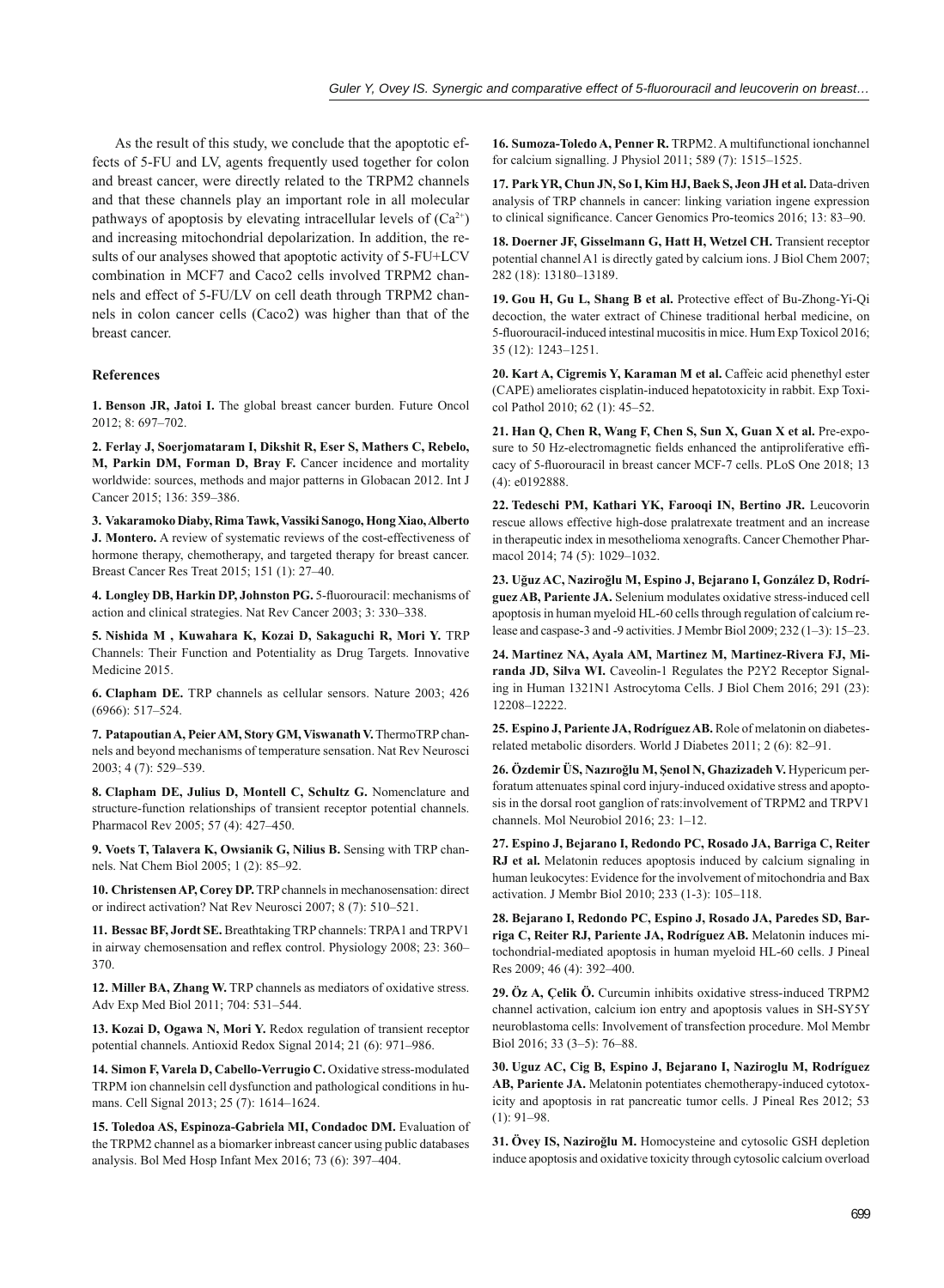As the result of this study, we conclude that the apoptotic effects of 5-FU and LV, agents frequently used together for colon and breast cancer, were directly related to the TRPM2 channels and that these channels play an important role in all molecular pathways of apoptosis by elevating intracellular levels of ($Ca^{2+}$) and increasing mitochondrial depolarization. In addition, the results of our analyses showed that apoptotic activity of 5-FU+LCV combination in MCF7 and Caco2 cells involved TRPM2 channels and effect of 5-FU/LV on cell death through TRPM2 channels in colon cancer cells (Caco2) was higher than that of the breast cancer.

### References

**1. Benson JR, Jatoi I.** The global breast cancer burden. Future Oncol 2012; 8: 697–702.

**2. Ferlay J, Soerjomataram I, Dikshit R, Eser S, Mathers C, Rebelo, M, Parkin DM, Forman D, Bray F.** Cancer incidence and mortality worldwide: sources, methods and major patterns in Globacan 2012. Int J Cancer 2015; 136: 359–386.

**3. Vakaramoko Diaby, Rima Tawk, Vassiki Sanogo, Hong Xiao, Alberto J. Montero.** A review of systematic reviews of the cost-effectiveness of hormone therapy, chemotherapy, and targeted therapy for breast cancer. Breast Cancer Res Treat 2015; 151 (1): 27–40.

**4. Longley DB, Harkin DP, Johnston PG.** 5-fluorouracil: mechanisms of action and clinical strategies. Nat Rev Cancer 2003; 3: 330–338.

**5. Nishida M , Kuwahara K, Kozai D, Sakaguchi R, Mori Y.** TRP Channels: Their Function and Potentiality as Drug Targets. Innovative Medicine 2015.

**6. Clapham DE.** TRP channels as cellular sensors. Nature 2003; 426 (6966): 517–524.

**7. Patapoutian A, Peier AM, Story GM, Viswanath V.** ThermoTRP channels and beyond mechanisms of temperature sensation. Nat Rev Neurosci 2003; 4 (7): 529–539.

**8. Clapham DE, Julius D, Montell C, Schultz G.** Nomenclature and structure-function relationships of transient receptor potential channels. Pharmacol Rev 2005; 57 (4): 427–450.

**9. Voets T, Talavera K, Owsianik G, Nilius B.** Sensing with TRP channels. Nat Chem Biol 2005; 1 (2): 85–92.

**10. Christensen AP, Corey DP.** TRP channels in mechanosensation: direct or indirect activation? Nat Rev Neurosci 2007; 8 (7): 510–521.

**11. Bessac BF, Jordt SE.** Breathtaking TRP channels: TRPA1 and TRPV1 in airway chemosensation and reflex control. Physiology 2008; 23: 360–370.

**12. Miller BA, Zhang W.** TRP channels as mediators of oxidative stress. Adv Exp Med Biol 2011; 704: 531–544.

**13. Kozai D, Ogawa N, Mori Y.** Redox regulation of transient receptor potential channels. Antioxid Redox Signal 2014; 21 (6): 971–986.

**14. Simon F, Varela D, Cabello-Verrugio C.** Oxidative stress-modulated TRPM ion channelsin cell dysfunction and pathological conditions in humans. Cell Signal 2013; 25 (7): 1614–1624.

**15. Toledoa AS, Espinoza-Gabriela MI, Condadoc DM.** Evaluation of the TRPM2 channel as a biomarker inbreast cancer using public databases analysis. Bol Med Hosp Infant Mex 2016; 73 (6): 397–404.

**16. Sumoza-Toledo A, Penner R.** TRPM2. A multifunctional ionchannel for calcium signalling. J Physiol 2011; 589 (7): 1515–1525.

**17. Park YR, Chun JN, So I, Kim HJ, Baek S, Jeon JH et al.** Data-driven analysis of TRP channels in cancer: linking variation ingene expression to clinical significance. Cancer Genomics Pro-teomics 2016; 13: 83–90.

**18. Doerner JF, Gisselmann G, Hatt H, Wetzel CH.** Transient receptor potential channel A1 is directly gated by calcium ions. J Biol Chem 2007; 282 (18): 13180–13189.

**19. Gou H, Gu L, Shang B et al.** Protective effect of Bu-Zhong-Yi-Qi decoction, the water extract of Chinese traditional herbal medicine, on 5-fluorouracil-induced intestinal mucositis in mice. Hum Exp Toxicol 2016; 35 (12): 1243–1251.

**20. Kart A, Cigremis Y, Karaman M et al.** Caffeic acid phenethyl ester (CAPE) ameliorates cisplatin-induced hepatotoxicity in rabbit. Exp Toxicol Pathol 2010; 62 (1): 45–52.

**21. Han Q, Chen R, Wang F, Chen S, Sun X, Guan X et al.** Pre-exposure to 50 Hz-electromagnetic fields enhanced the antiproliferative efficacy of 5-fluorouracil in breast cancer MCF-7 cells. PLoS One 2018; 13 (4): e0192888.

**22. Tedeschi PM, Kathari YK, Farooqi IN, Bertino JR.** Leucovorin rescue allows effective high-dose pralatrexate treatment and an increase in therapeutic index in mesothelioma xenografts. Cancer Chemother Pharmacol 2014; 74 (5): 1029–1032.

**23. Uğuz AC, Naziroğlu M, Espino J, Bejarano I, González D, Rodríguez AB, Pariente JA.** Selenium modulates oxidative stress-induced cell apoptosis in human myeloid HL-60 cells through regulation of calcium release and caspase-3 and -9 activities. J Membr Biol 2009; 232 (1–3): 15–23.

**24. Martinez NA, Ayala AM, Martinez M, Martinez-Rivera FJ, Miranda JD, Silva WI.** Caveolin-1 Regulates the P2Y2 Receptor Signaling in Human 1321N1 Astrocytoma Cells. J Biol Chem 2016; 291 (23): 12208–12222.

**25. Espino J, Pariente JA, Rodríguez AB.** Role of melatonin on diabetes-related metabolic disorders. World J Diabetes 2011; 2 (6): 82–91.

**26. Özdemir ÜS, Nazıroğlu M, Şenol N, Ghazizadeh V.** Hypericum perforatum attenuates spinal cord injury-induced oxidative stress and apoptosis in the dorsal root ganglion of rats:involvement of TRPM2 and TRPV1 channels. Mol Neurobiol 2016; 23: 1–12.

**27. Espino J, Bejarano I, Redondo PC, Rosado JA, Barriga C, Reiter RJ et al.** Melatonin reduces apoptosis induced by calcium signaling in human leukocytes: Evidence for the involvement of mitochondria and Bax activation. J Membr Biol 2010; 233 (1-3): 105–118.

**28. Bejarano I, Redondo PC, Espino J, Rosado JA, Paredes SD, Barriga C, Reiter RJ, Pariente JA, Rodríguez AB.** Melatonin induces mitochondrial-mediated apoptosis in human myeloid HL-60 cells. J Pineal Res 2009; 46 (4): 392–400.

**29. Öz A, Çelik Ö.** Curcumin inhibits oxidative stress-induced TRPM2 channel activation, calcium ion entry and apoptosis values in SH-SY5Y neuroblastoma cells: Involvement of transfection procedure. Mol Membr Biol 2016; 33 (3–5): 76–88.

**30. Uguz AC, Cig B, Espino J, Bejarano I, Naziroglu M, Rodríguez AB, Pariente JA.** Melatonin potentiates chemotherapy-induced cytotoxicity and apoptosis in rat pancreatic tumor cells. J Pineal Res 2012; 53 (1): 91–98.

**31. Övey IS, Naziroğlu M.** Homocysteine and cytosolic GSH depletion induce apoptosis and oxidative toxicity through cytosolic calcium overload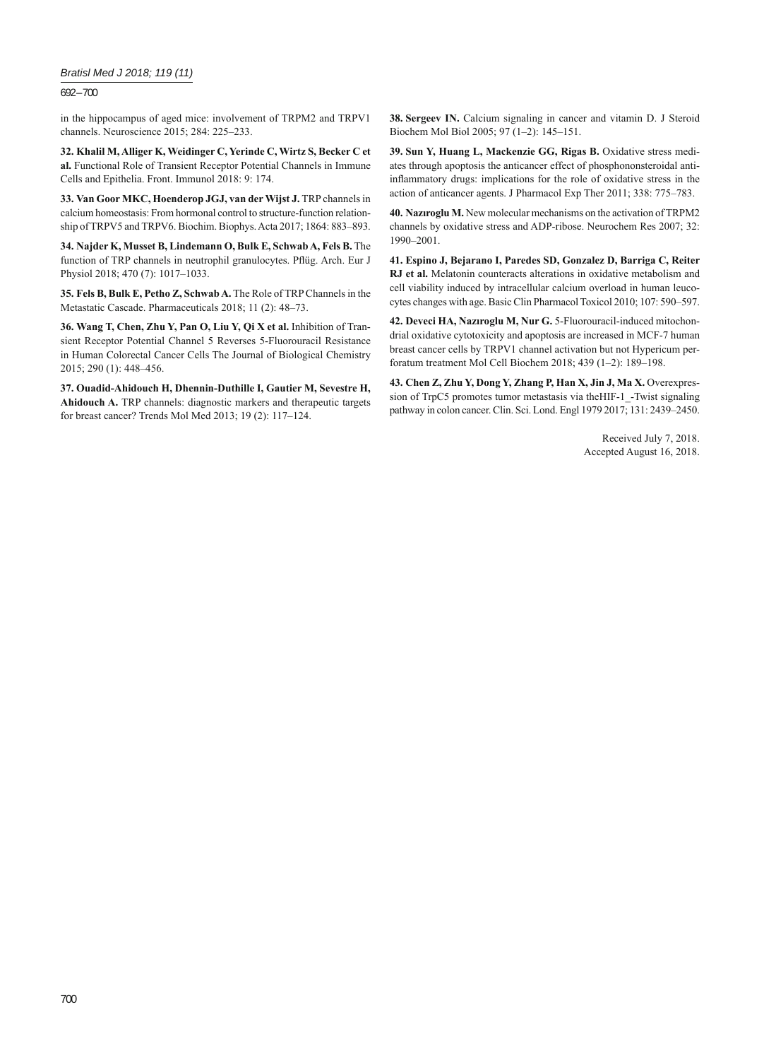in the hippocampus of aged mice: involvement of TRPM2 and TRPV1 channels. Neuroscience 2015; 284: 225–233.

**32. Khalil M, Alliger K, Weidinger C, Yerinde C, Wirtz S, Becker C et al.** Functional Role of Transient Receptor Potential Channels in Immune Cells and Epithelia. Front. Immunol 2018: 9: 174.

**33. Van Goor MKC, Hoenderop JGJ, van der Wijst J.** TRP channels in calcium homeostasis: From hormonal control to structure-function relationship of TRPV5 and TRPV6. Biochim. Biophys. Acta 2017; 1864: 883–893.

**34. Najder K, Musset B, Lindemann O, Bulk E, Schwab A, Fels B.** The function of TRP channels in neutrophil granulocytes. Pflüg. Arch. Eur J Physiol 2018; 470 (7): 1017–1033.

**35. Fels B, Bulk E, Petho Z, Schwab A.** The Role of TRP Channels in the Metastatic Cascade. Pharmaceuticals 2018; 11 (2): 48–73.

**36. Wang T, Chen, Zhu Y, Pan O, Liu Y, Qi X et al.** Inhibition of Transient Receptor Potential Channel 5 Reverses 5-Fluorouracil Resistance in Human Colorectal Cancer Cells The Journal of Biological Chemistry 2015; 290 (1): 448–456.

**37. Ouadid-Ahidouch H, Dhennin-Duthille I, Gautier M, Sevestre H, Ahidouch A.** TRP channels: diagnostic markers and therapeutic targets for breast cancer? Trends Mol Med 2013; 19 (2): 117–124.

**38. Sergeev IN.** Calcium signaling in cancer and vitamin D. J Steroid Biochem Mol Biol 2005; 97 (1–2): 145–151.

**39. Sun Y, Huang L, Mackenzie GG, Rigas B.** Oxidative stress mediates through apoptosis the anticancer effect of phosphononsteroidal anti-inflammatory drugs: implications for the role of oxidative stress in the action of anticancer agents. J Pharmacol Exp Ther 2011; 338: 775–783.

**40. Nazıroglu M.** New molecular mechanisms on the activation of TRPM2 channels by oxidative stress and ADP-ribose. Neurochem Res 2007; 32: 1990–2001.

**41. Espino J, Bejarano I, Paredes SD, Gonzalez D, Barriga C, Reiter RJ et al.** Melatonin counteracts alterations in oxidative metabolism and cell viability induced by intracellular calcium overload in human leucocytes changes with age. Basic Clin Pharmacol Toxicol 2010; 107: 590–597.

**42. Deveci HA, Nazıroglu M, Nur G.** 5-Fluorouracil-induced mitochondrial oxidative cytotoxicity and apoptosis are increased in MCF-7 human breast cancer cells by TRPV1 channel activation but not Hypericum perforatum treatment Mol Cell Biochem 2018; 439 (1–2): 189–198.

**43. Chen Z, Zhu Y, Dong Y, Zhang P, Han X, Jin J, Ma X.** Overexpression of TrpC5 promotes tumor metastasis via theHIF-1_-Twist signaling pathway in colon cancer. Clin. Sci. Lond. Engl 1979 2017; 131: 2439–2450.

Received July 7, 2018.
Accepted August 16, 2018.